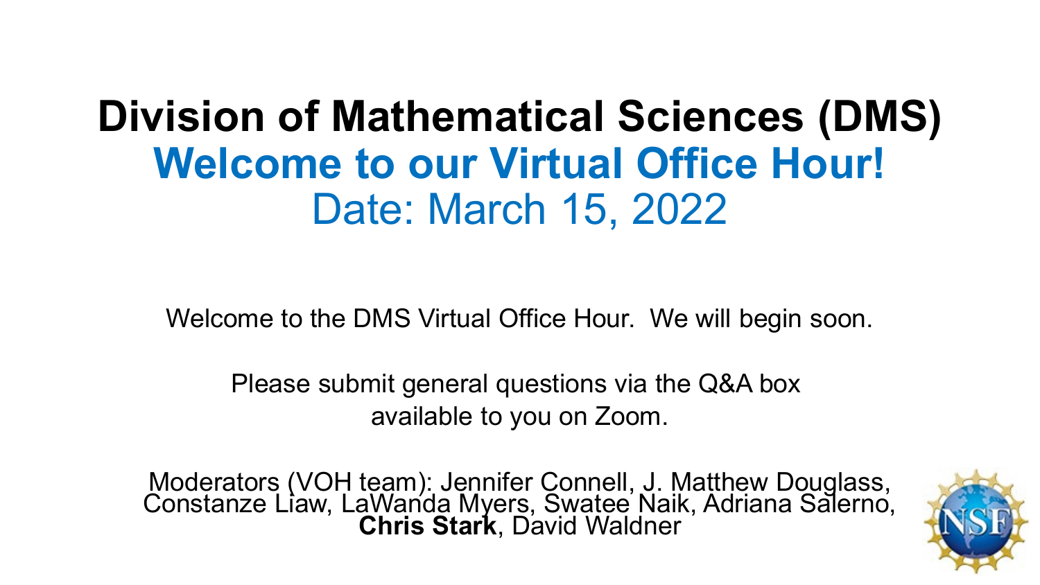# Division of Mathematical Sciences (DMS)

## Welcome to our Virtual Office Hour!

Date: March 15, 2022

Welcome to the DMS Virtual Office Hour. We will begin soon.

Please submit general questions via the Q&A box available to you on Zoom.

Moderators (VOH team): Jennifer Connell, J. Matthew Douglass, Constanze Liaw, LaWanda Myers, Swatee Naik, Adriana Salerno, **Chris Stark**, David Waldner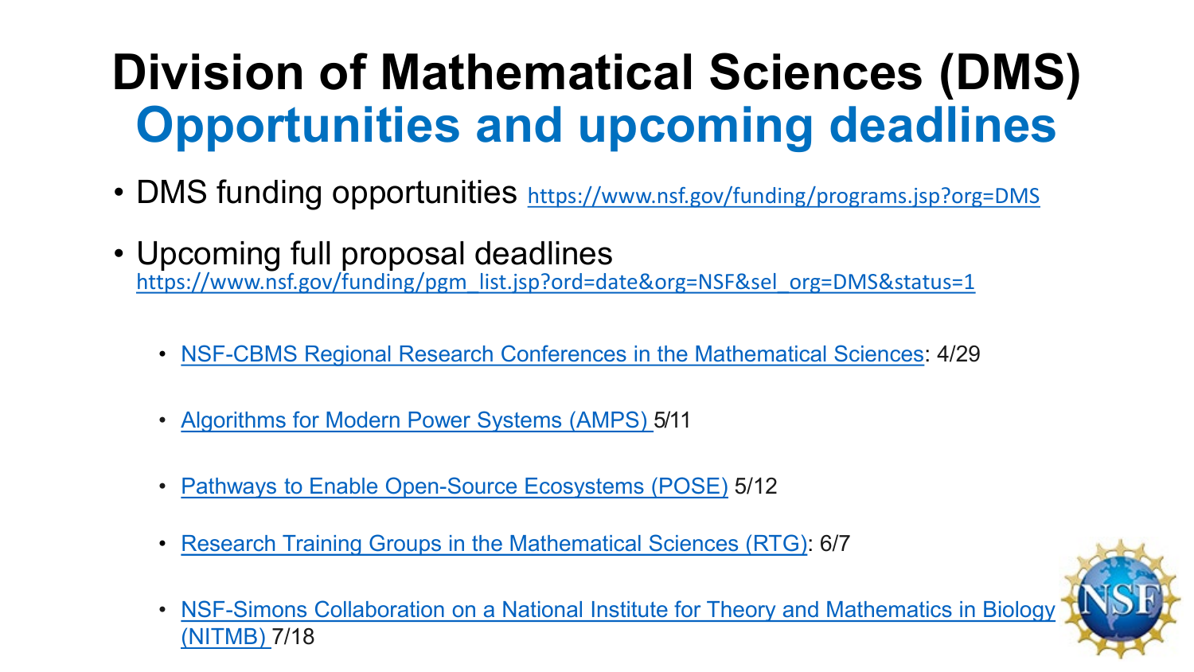# Division of Mathematical Sciences (DMS)
## Opportunities and upcoming deadlines

- DMS funding opportunities https://www.nsf.gov/funding/programs.jsp?org=DMS
- Upcoming full proposal deadlines https://www.nsf.gov/funding/pgm_list.jsp?ord=date&org=NSF&sel_org=DMS&status=1
  - NSF-CBMS Regional Research Conferences in the Mathematical Sciences: 4/29
  - Algorithms for Modern Power Systems (AMPS) 5/11
  - Pathways to Enable Open-Source Ecosystems (POSE) 5/12
  - Research Training Groups in the Mathematical Sciences (RTG): 6/7
  - NSF-Simons Collaboration on a National Institute for Theory and Mathematics in Biology (NITMB) 7/18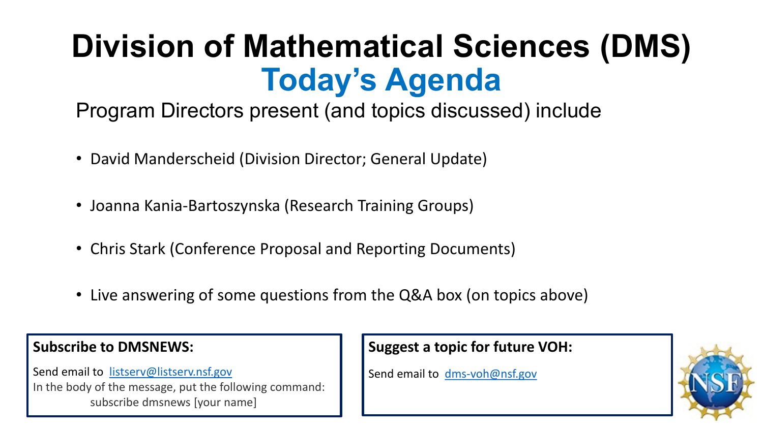# Division of Mathematical Sciences (DMS)

## Today's Agenda

Program Directors present (and topics discussed) include

- David Manderscheid (Division Director; General Update)
- Joanna Kania-Bartoszynska (Research Training Groups)
- Chris Stark (Conference Proposal and Reporting Documents)
- Live answering of some questions from the Q&A box (on topics above)

**Subscribe to DMSNEWS:**

Send email to listserv@listserv.nsf.gov
In the body of the message, put the following command:
subscribe dmsnews [your name]

**Suggest a topic for future VOH:**

Send email to dms-voh@nsf.gov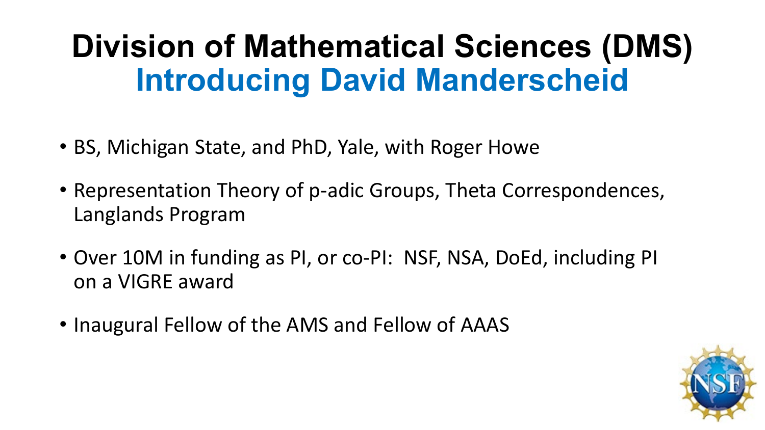# Division of Mathematical Sciences (DMS)
## Introducing David Manderscheid

- BS, Michigan State, and PhD, Yale, with Roger Howe
- Representation Theory of p-adic Groups, Theta Correspondences, Langlands Program
- Over 10M in funding as PI, or co-PI: NSF, NSA, DoEd, including PI on a VIGRE award
- Inaugural Fellow of the AMS and Fellow of AAAS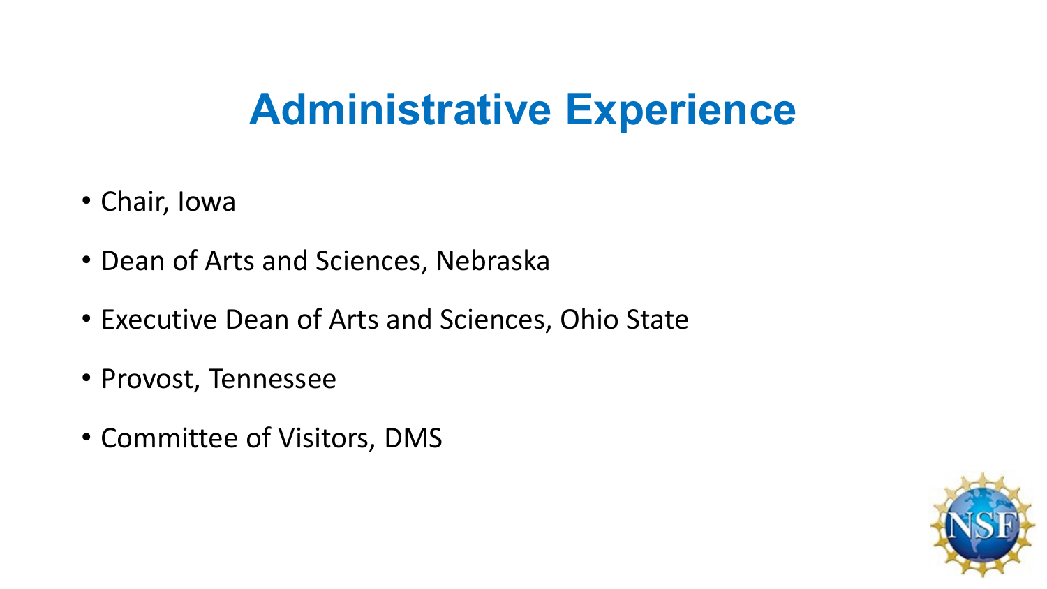# Administrative Experience

- Chair, Iowa
- Dean of Arts and Sciences, Nebraska
- Executive Dean of Arts and Sciences, Ohio State
- Provost, Tennessee
- Committee of Visitors, DMS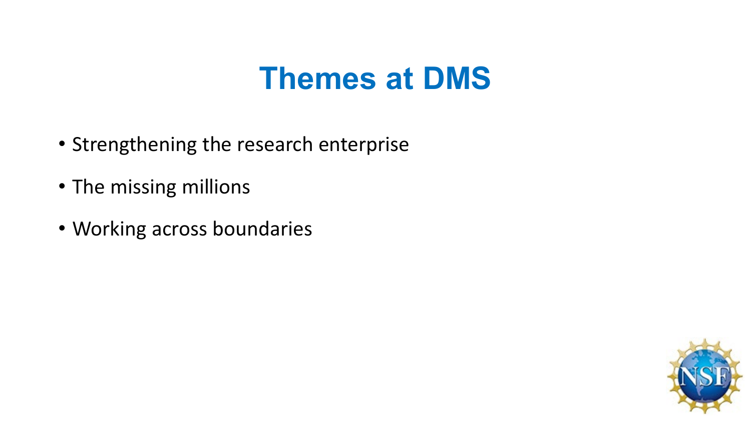# Themes at DMS

- Strengthening the research enterprise
- The missing millions
- Working across boundaries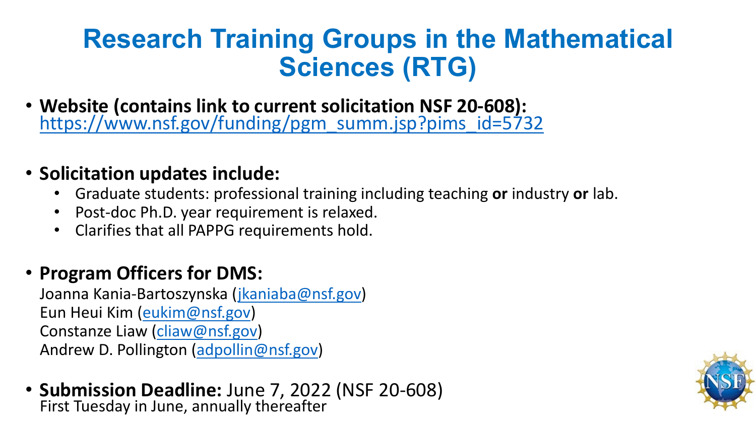# Research Training Groups in the Mathematical Sciences (RTG)

- **Website (contains link to current solicitation NSF 20-608):** https://www.nsf.gov/funding/pgm_summ.jsp?pims_id=5732

- **Solicitation updates include:**
  - Graduate students: professional training including teaching **or** industry **or** lab.
  - Post-doc Ph.D. year requirement is relaxed.
  - Clarifies that all PAPPG requirements hold.

- **Program Officers for DMS:**
  Joanna Kania-Bartoszynska (jkaniaba@nsf.gov)
  Eun Heui Kim (eukim@nsf.gov)
  Constanze Liaw (cliaw@nsf.gov)
  Andrew D. Pollington (adpollin@nsf.gov)

- **Submission Deadline:** June 7, 2022 (NSF 20-608)
  First Tuesday in June, annually thereafter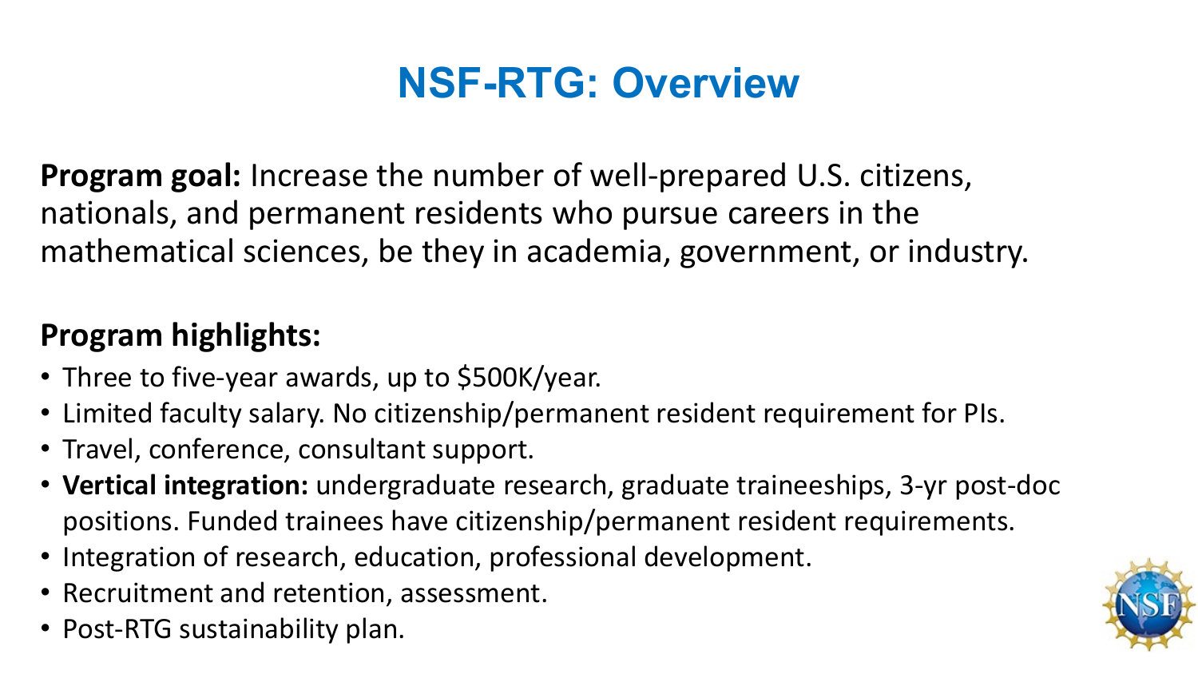# NSF-RTG: Overview

**Program goal:** Increase the number of well-prepared U.S. citizens, nationals, and permanent residents who pursue careers in the mathematical sciences, be they in academia, government, or industry.

**Program highlights:**

- Three to five-year awards, up to $500K/year.
- Limited faculty salary. No citizenship/permanent resident requirement for PIs.
- Travel, conference, consultant support.
- **Vertical integration:** undergraduate research, graduate traineeships, 3-yr post-doc positions. Funded trainees have citizenship/permanent resident requirements.
- Integration of research, education, professional development.
- Recruitment and retention, assessment.
- Post-RTG sustainability plan.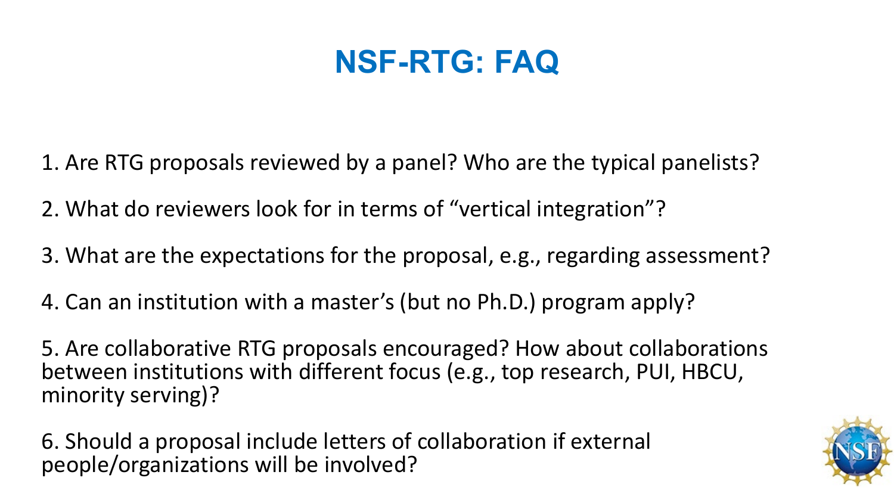# NSF-RTG: FAQ

1. Are RTG proposals reviewed by a panel? Who are the typical panelists?

2. What do reviewers look for in terms of "vertical integration"?

3. What are the expectations for the proposal, e.g., regarding assessment?

4. Can an institution with a master's (but no Ph.D.) program apply?

5. Are collaborative RTG proposals encouraged? How about collaborations between institutions with different focus (e.g., top research, PUI, HBCU, minority serving)?

6. Should a proposal include letters of collaboration if external people/organizations will be involved?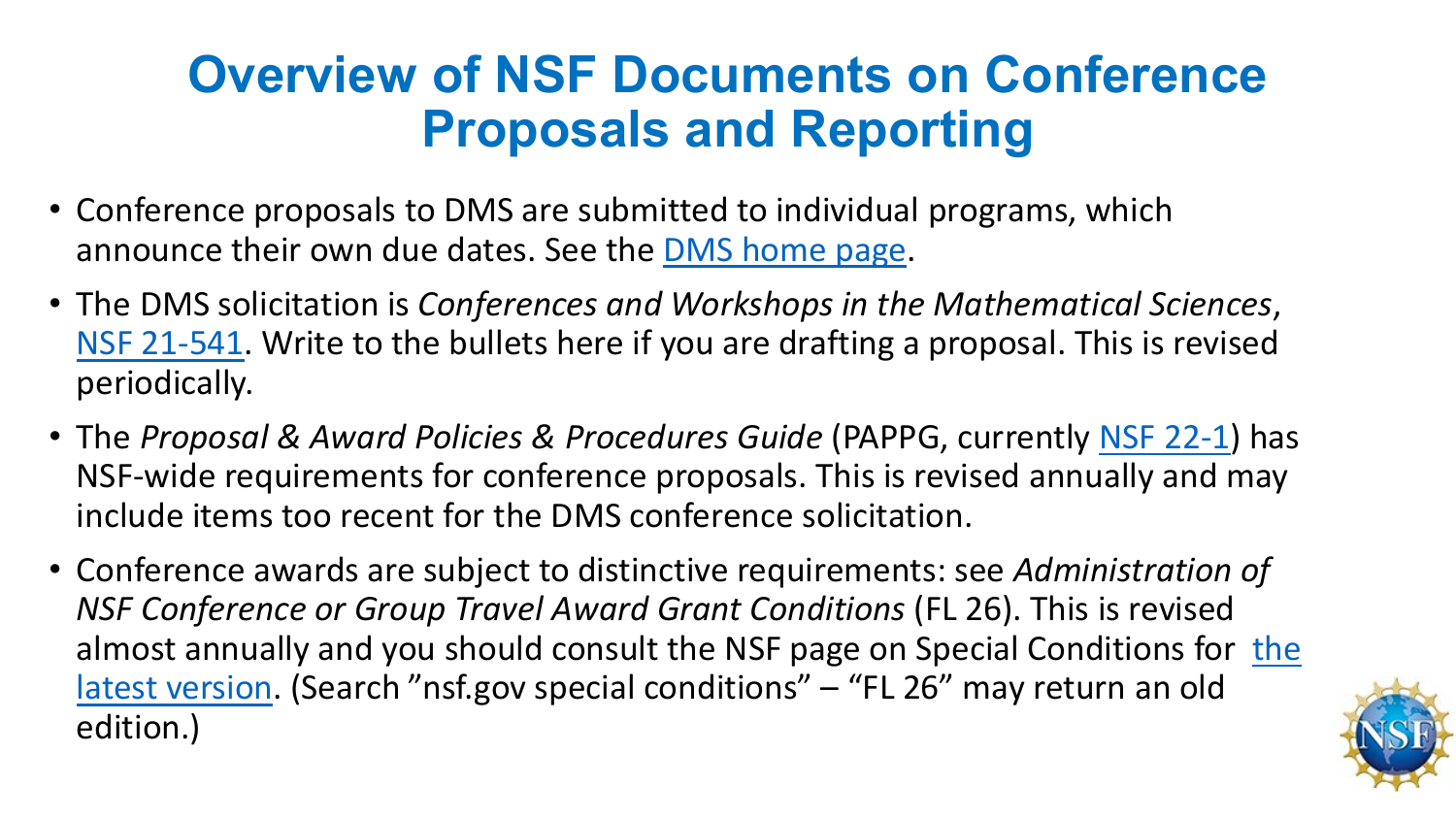# Overview of NSF Documents on Conference Proposals and Reporting

- Conference proposals to DMS are submitted to individual programs, which announce their own due dates. See the DMS home page.
- The DMS solicitation is *Conferences and Workshops in the Mathematical Sciences*, NSF 21-541. Write to the bullets here if you are drafting a proposal. This is revised periodically.
- The *Proposal & Award Policies & Procedures Guide* (PAPPG, currently NSF 22-1) has NSF-wide requirements for conference proposals. This is revised annually and may include items too recent for the DMS conference solicitation.
- Conference awards are subject to distinctive requirements: see *Administration of NSF Conference or Group Travel Award Grant Conditions* (FL 26). This is revised almost annually and you should consult the NSF page on Special Conditions for the latest version. (Search "nsf.gov special conditions" – "FL 26" may return an old edition.)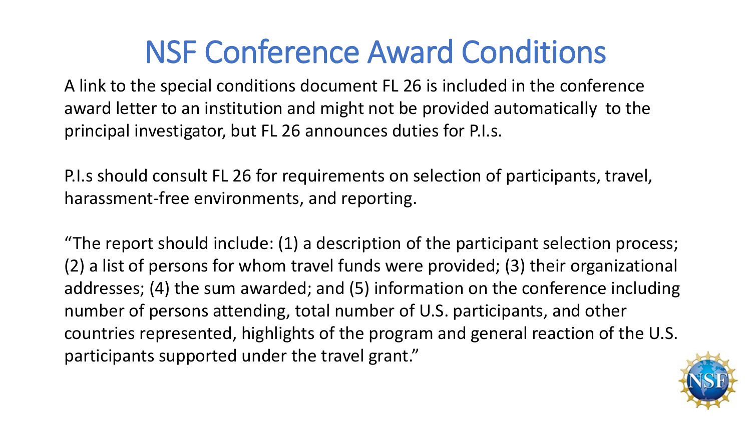# NSF Conference Award Conditions

A link to the special conditions document FL 26 is included in the conference award letter to an institution and might not be provided automatically to the principal investigator, but FL 26 announces duties for P.I.s.

P.I.s should consult FL 26 for requirements on selection of participants, travel, harassment-free environments, and reporting.

"The report should include: (1) a description of the participant selection process; (2) a list of persons for whom travel funds were provided; (3) their organizational addresses; (4) the sum awarded; and (5) information on the conference including number of persons attending, total number of U.S. participants, and other countries represented, highlights of the program and general reaction of the U.S. participants supported under the travel grant."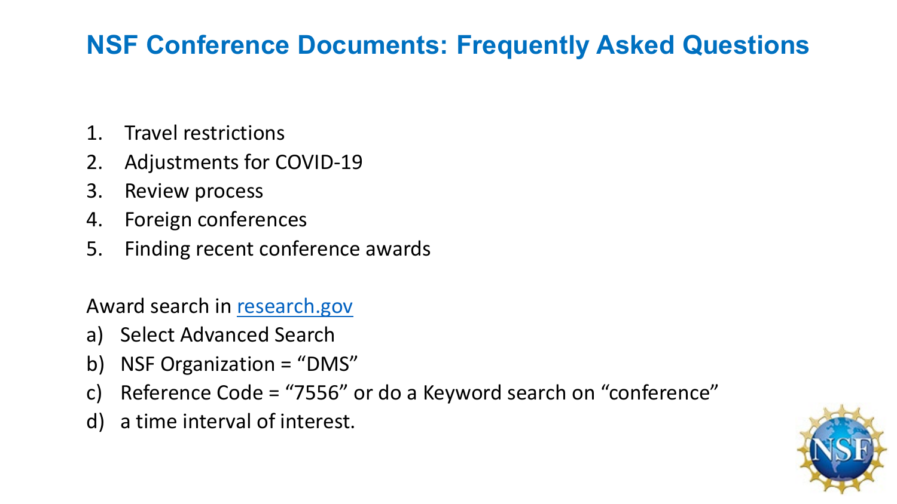# NSF Conference Documents: Frequently Asked Questions

1. Travel restrictions
2. Adjustments for COVID-19
3. Review process
4. Foreign conferences
5. Finding recent conference awards

Award search in [research.gov](research.gov)

a) Select Advanced Search
b) NSF Organization = “DMS”
c) Reference Code = “7556” or do a Keyword search on “conference”
d) a time interval of interest.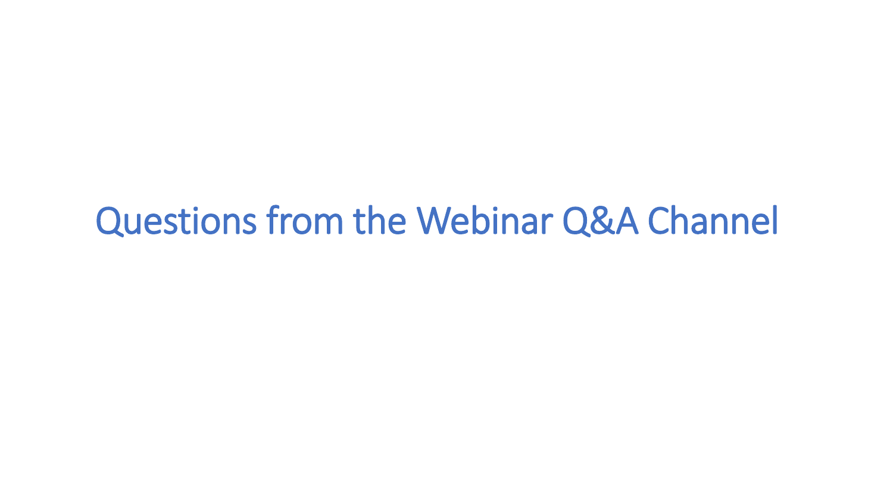# Questions from the Webinar Q&A Channel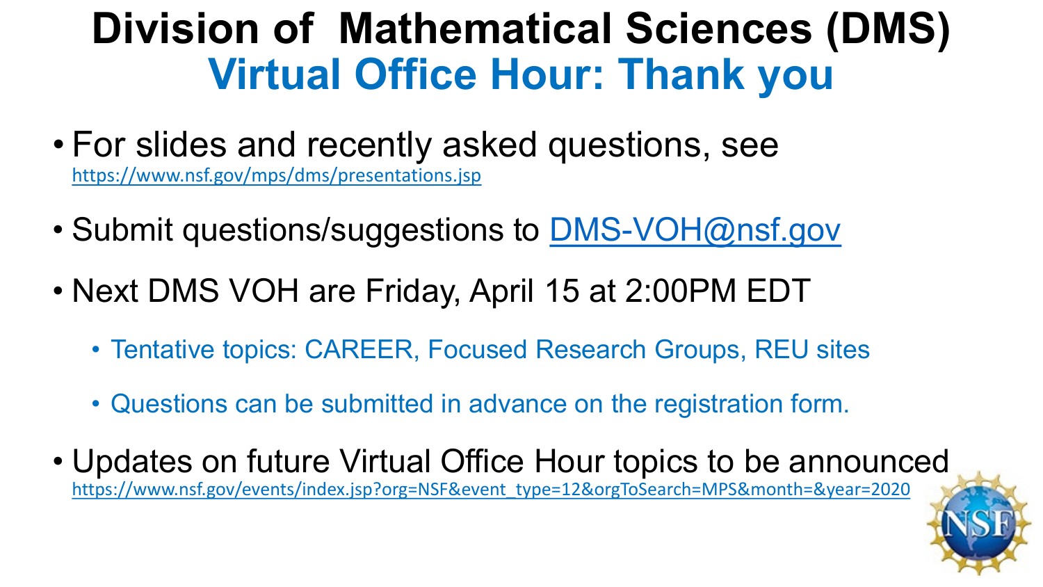# Division of Mathematical Sciences (DMS)

## Virtual Office Hour: Thank you

- For slides and recently asked questions, see
  https://www.nsf.gov/mps/dms/presentations.jsp
- Submit questions/suggestions to DMS-VOH@nsf.gov
- Next DMS VOH are Friday, April 15 at 2:00PM EDT
  - Tentative topics: CAREER, Focused Research Groups, REU sites
  - Questions can be submitted in advance on the registration form.
- Updates on future Virtual Office Hour topics to be announced
  https://www.nsf.gov/events/index.jsp?org=NSF&event_type=12&orgToSearch=MPS&month=&year=2020